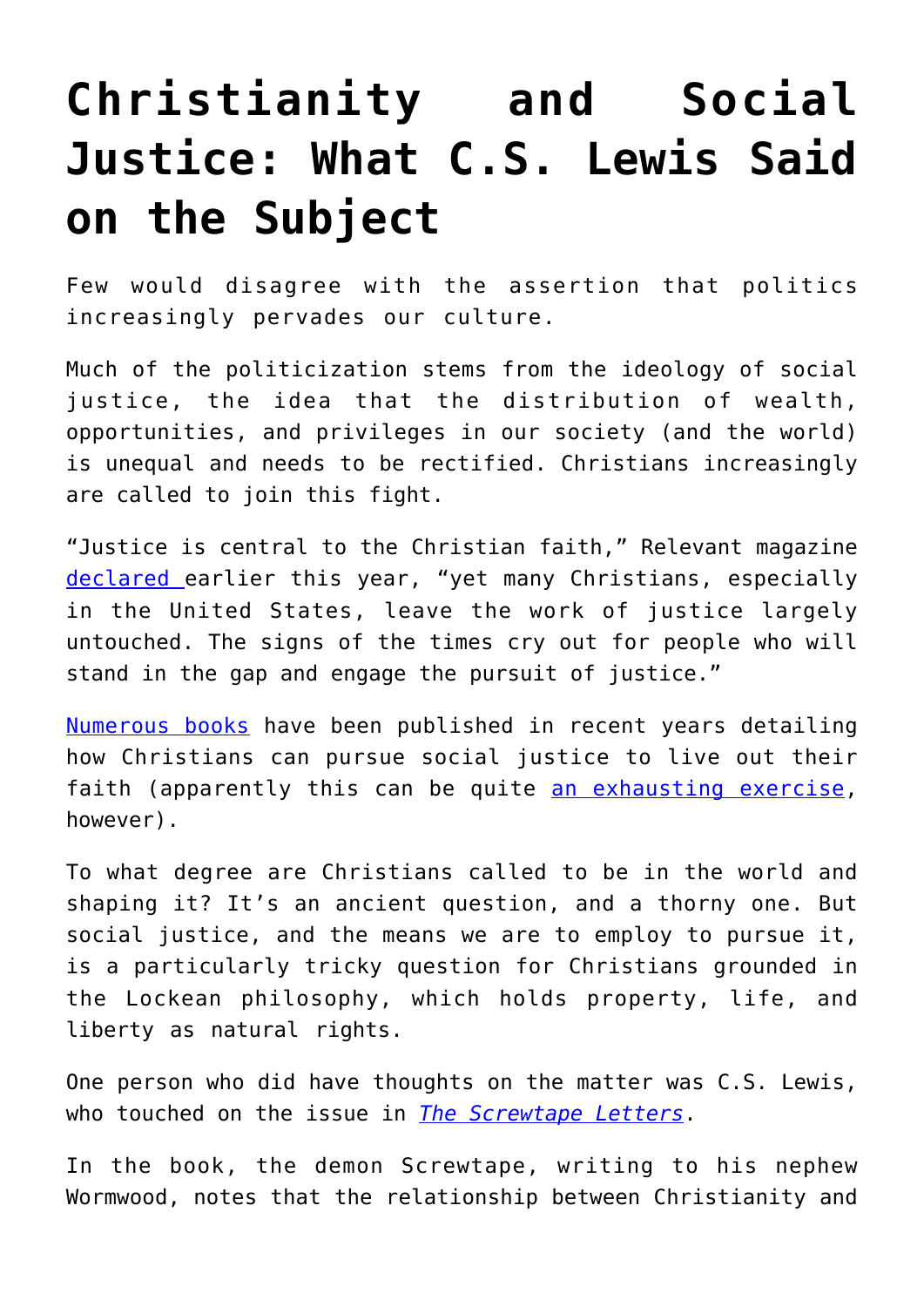# Christianity and Social Justice: What C.S. Lewis Said on the Subject

Few would disagree with the assertion that politics increasingly pervades our culture.

Much of the politicization stems from the ideology of social justice, the idea that the distribution of wealth, opportunities, and privileges in our society (and the world) is unequal and needs to be rectified. Christians increasingly are called to join this fight.

"Justice is central to the Christian faith," Relevant magazine declared earlier this year, "yet many Christians, especially in the United States, leave the work of justice largely untouched. The signs of the times cry out for people who will stand in the gap and engage the pursuit of justice."

Numerous books have been published in recent years detailing how Christians can pursue social justice to live out their faith (apparently this can be quite an exhausting exercise, however).

To what degree are Christians called to be in the world and shaping it? It's an ancient question, and a thorny one. But social justice, and the means we are to employ to pursue it, is a particularly tricky question for Christians grounded in the Lockean philosophy, which holds property, life, and liberty as natural rights.

One person who did have thoughts on the matter was C.S. Lewis, who touched on the issue in *The Screwtape Letters*.

In the book, the demon Screwtape, writing to his nephew Wormwood, notes that the relationship between Christianity and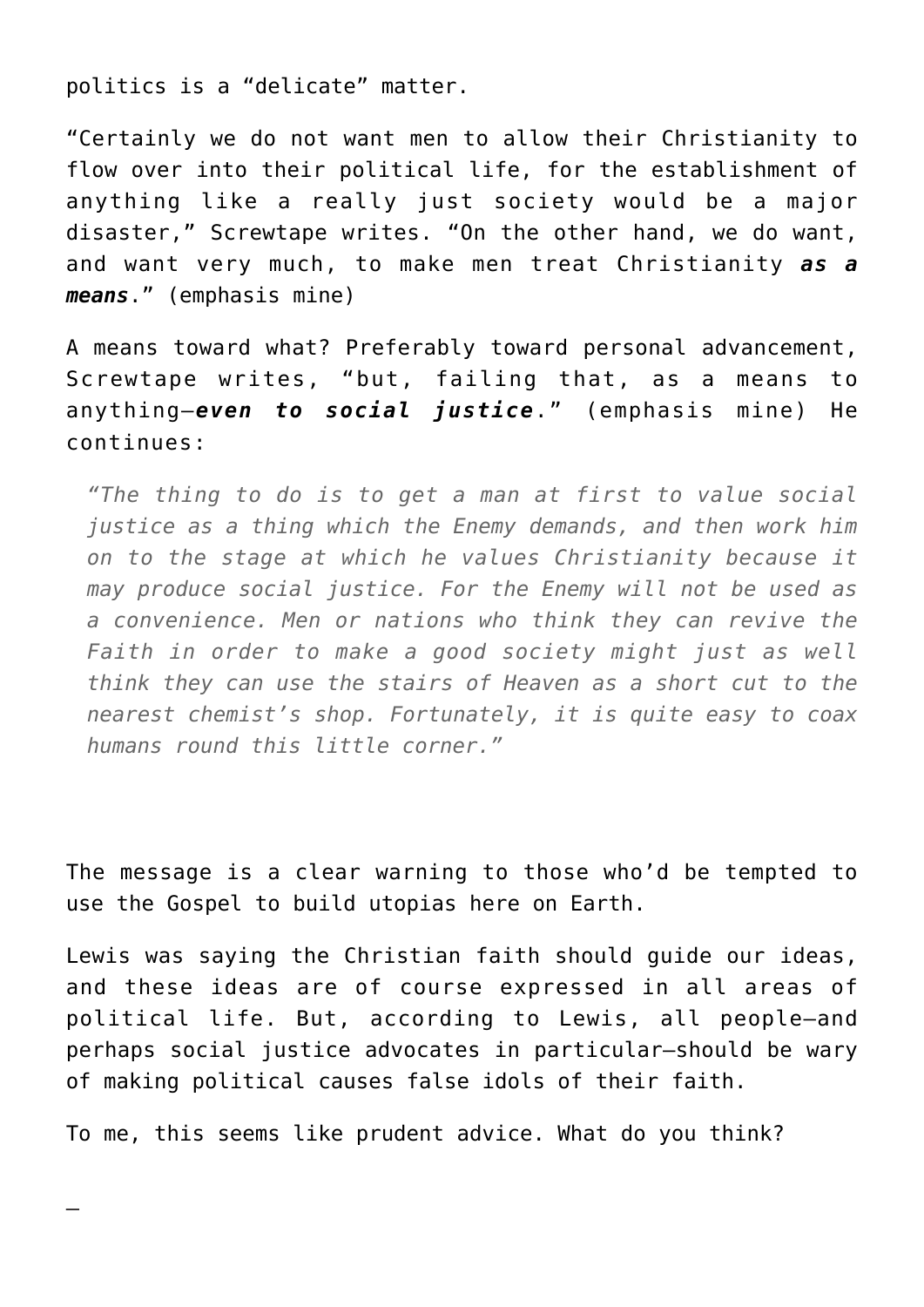politics is a "delicate" matter.

"Certainly we do not want men to allow their Christianity to flow over into their political life, for the establishment of anything like a really just society would be a major disaster," Screwtape writes. "On the other hand, we do want, and want very much, to make men treat Christianity ***as a means***." (emphasis mine)

A means toward what? Preferably toward personal advancement, Screwtape writes, "but, failing that, as a means to anything—***even to social justice***." (emphasis mine) He continues:

> *"The thing to do is to get a man at first to value social justice as a thing which the Enemy demands, and then work him on to the stage at which he values Christianity because it may produce social justice. For the Enemy will not be used as a convenience. Men or nations who think they can revive the Faith in order to make a good society might just as well think they can use the stairs of Heaven as a short cut to the nearest chemist's shop. Fortunately, it is quite easy to coax humans round this little corner."*

The message is a clear warning to those who'd be tempted to use the Gospel to build utopias here on Earth.

Lewis was saying the Christian faith should guide our ideas, and these ideas are of course expressed in all areas of political life. But, according to Lewis, all people—and perhaps social justice advocates in particular—should be wary of making political causes false idols of their faith.

To me, this seems like prudent advice. What do you think?

—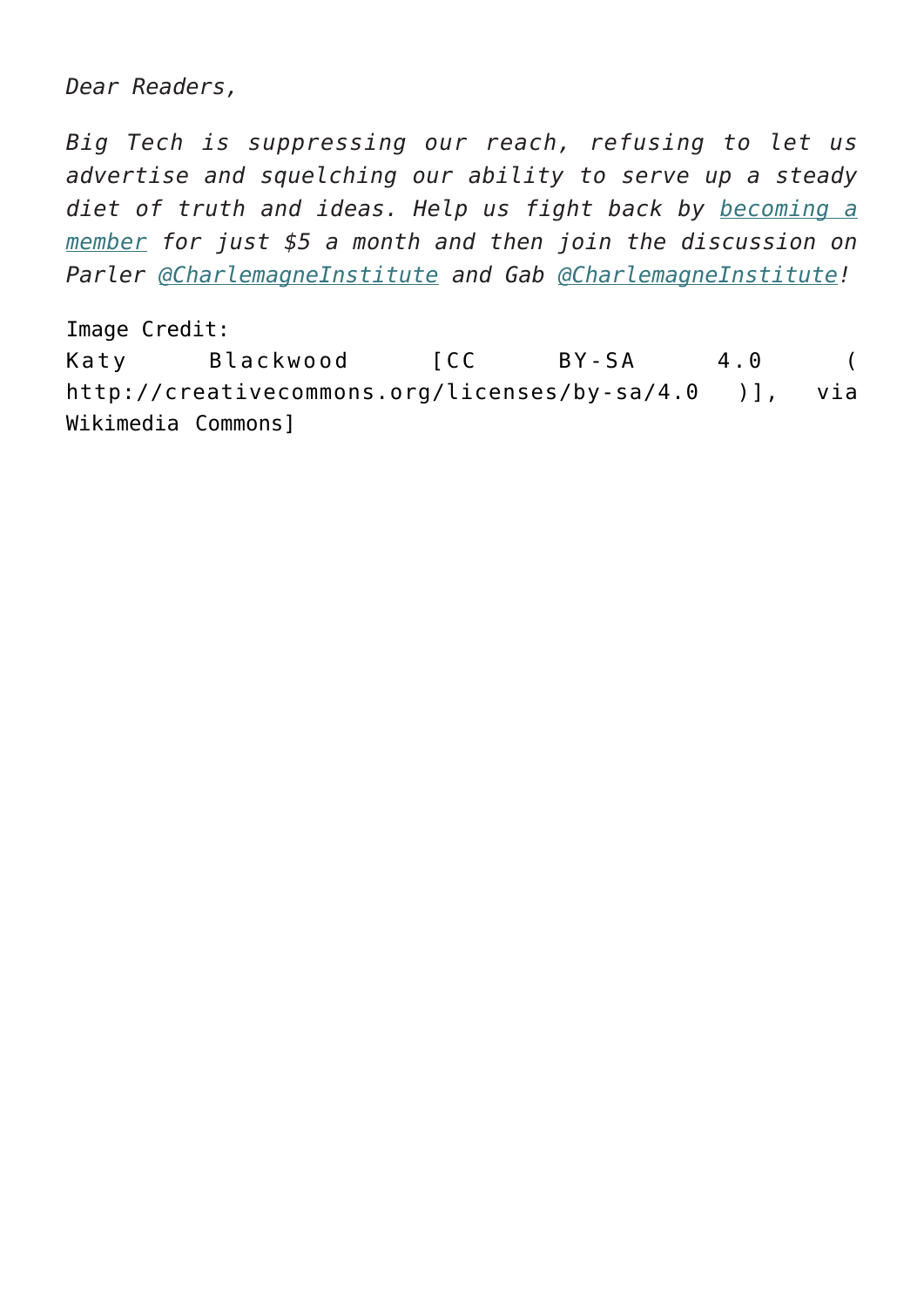*Dear Readers,*

*Big Tech is suppressing our reach, refusing to let us advertise and squelching our ability to serve up a steady diet of truth and ideas. Help us fight back by [becoming a member](#) for just $5 a month and then join the discussion on Parler [@CharlemagneInstitute](#) and Gab [@CharlemagneInstitute](#)!*

Image Credit:
Katy Blackwood [CC BY-SA 4.0 ( http://creativecommons.org/licenses/by-sa/4.0 )], via Wikimedia Commons]